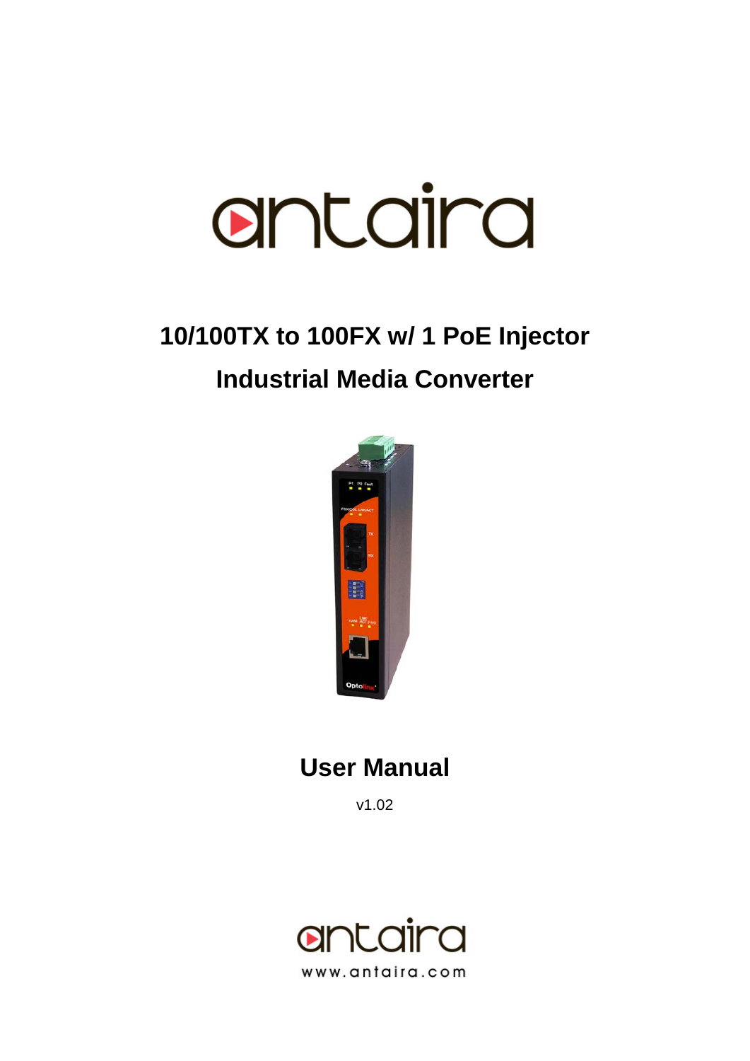antaira

# 10/100TX to 100FX w/ 1 PoE Injector

# Industrial Media Converter

## User Manual

v1.02

antaira

www.antaira.com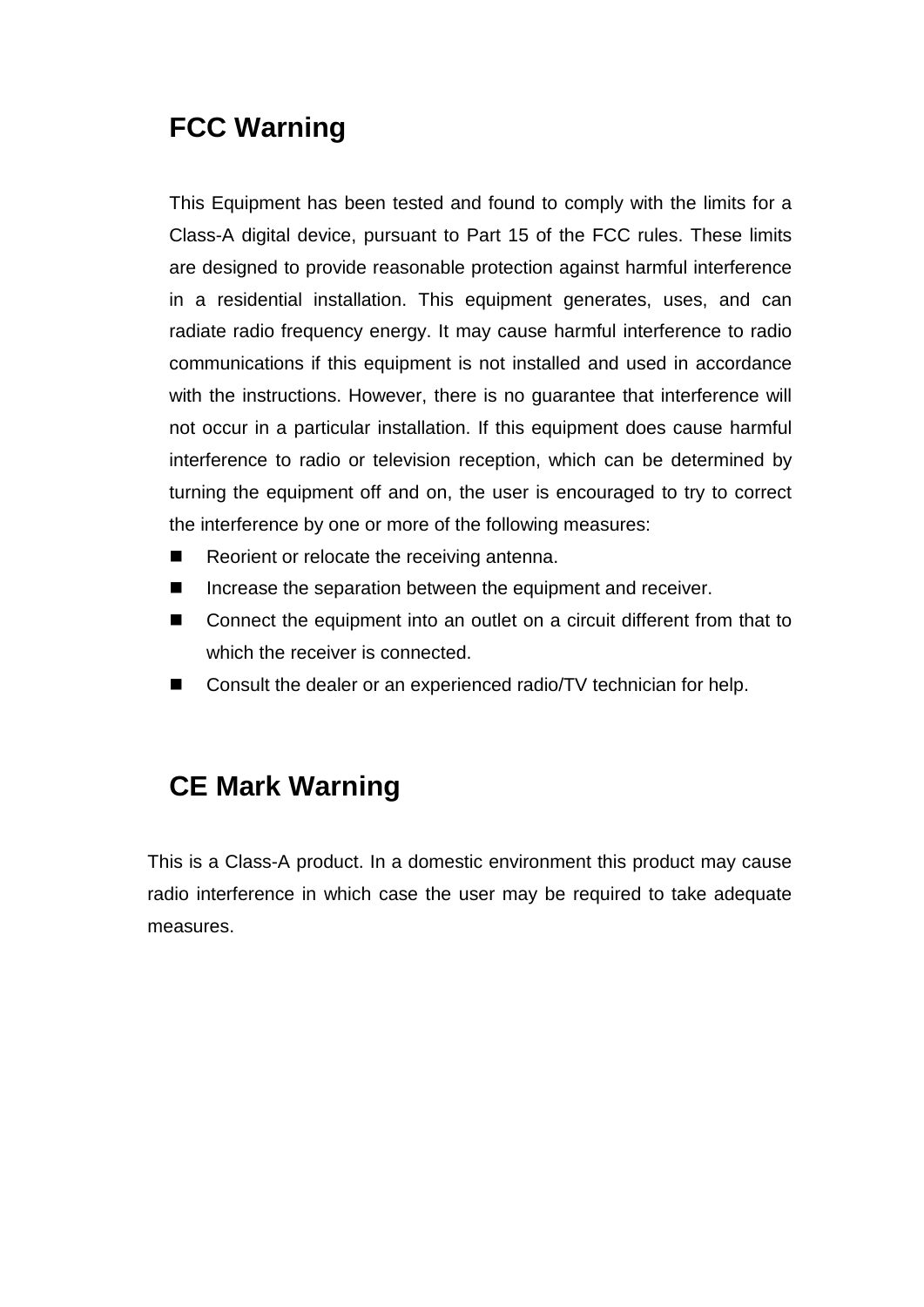## FCC Warning

This Equipment has been tested and found to comply with the limits for a Class-A digital device, pursuant to Part 15 of the FCC rules. These limits are designed to provide reasonable protection against harmful interference in a residential installation. This equipment generates, uses, and can radiate radio frequency energy. It may cause harmful interference to radio communications if this equipment is not installed and used in accordance with the instructions. However, there is no guarantee that interference will not occur in a particular installation. If this equipment does cause harmful interference to radio or television reception, which can be determined by turning the equipment off and on, the user is encouraged to try to correct the interference by one or more of the following measures:

- Reorient or relocate the receiving antenna.
- Increase the separation between the equipment and receiver.
- Connect the equipment into an outlet on a circuit different from that to which the receiver is connected.
- Consult the dealer or an experienced radio/TV technician for help.

## CE Mark Warning

This is a Class-A product. In a domestic environment this product may cause radio interference in which case the user may be required to take adequate measures.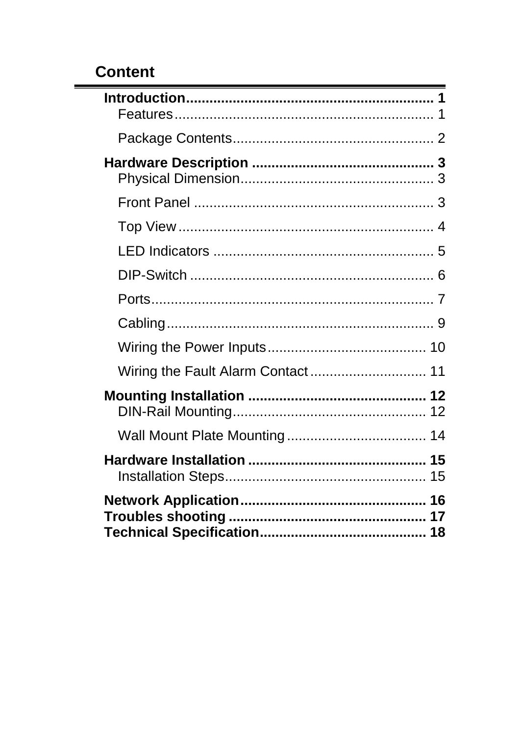# Content

**Introduction................................................................ 1**

- Features.................................................................. 1
- Package Contents.................................................... 2

**Hardware Description ............................................... 3**

- Physical Dimension.................................................. 3
- Front Panel .............................................................. 3
- Top View.................................................................. 4
- LED Indicators ......................................................... 5
- DIP-Switch ............................................................... 6
- Ports......................................................................... 7
- Cabling..................................................................... 9
- Wiring the Power Inputs......................................... 10
- Wiring the Fault Alarm Contact.............................. 11

**Mounting Installation .............................................. 12**

- DIN-Rail Mounting.................................................. 12
- Wall Mount Plate Mounting.................................... 14

**Hardware Installation .............................................. 15**

- Installation Steps.................................................... 15

**Network Application................................................ 16**

**Troubles shooting ................................................... 17**

**Technical Specification........................................... 18**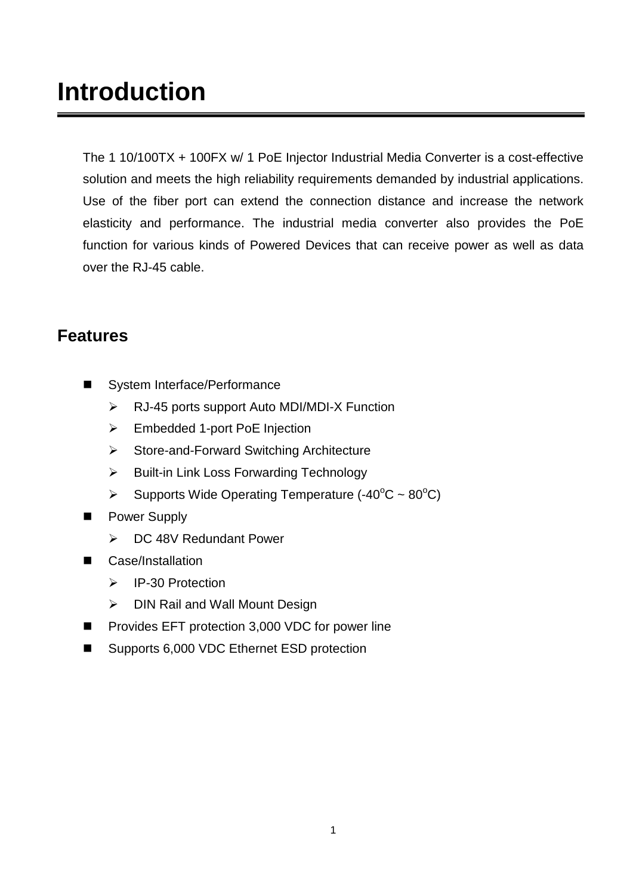# Introduction

The 1 10/100TX + 100FX w/ 1 PoE Injector Industrial Media Converter is a cost-effective solution and meets the high reliability requirements demanded by industrial applications. Use of the fiber port can extend the connection distance and increase the network elasticity and performance. The industrial media converter also provides the PoE function for various kinds of Powered Devices that can receive power as well as data over the RJ-45 cable.

## Features

- System Interface/Performance
  - RJ-45 ports support Auto MDI/MDI-X Function
  - Embedded 1-port PoE Injection
  - Store-and-Forward Switching Architecture
  - Built-in Link Loss Forwarding Technology
  - Supports Wide Operating Temperature (-40$^{o}$C ~ 80$^{o}$C)
- Power Supply
  - DC 48V Redundant Power
- Case/Installation
  - IP-30 Protection
  - DIN Rail and Wall Mount Design
- Provides EFT protection 3,000 VDC for power line
- Supports 6,000 VDC Ethernet ESD protection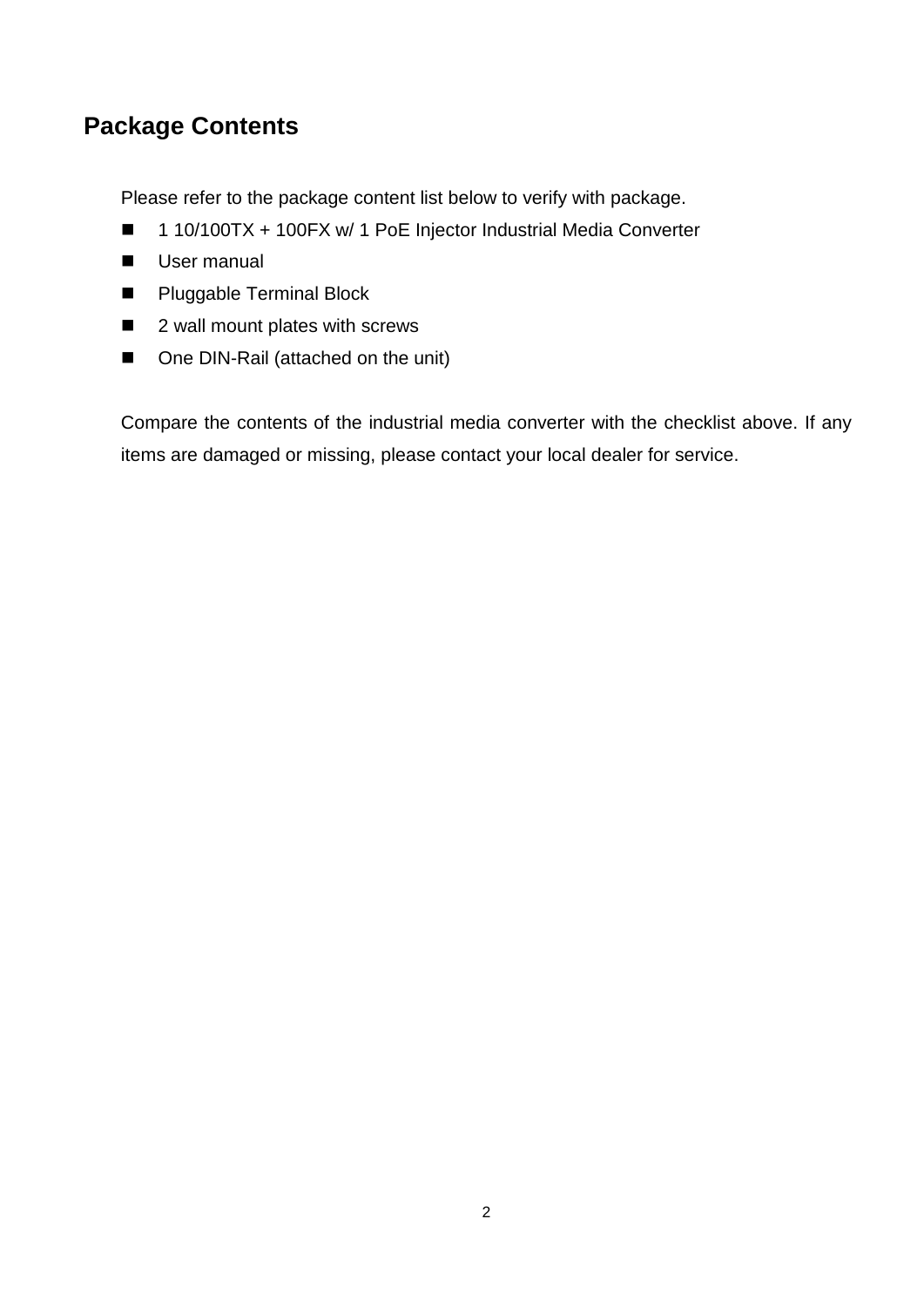## Package Contents

Please refer to the package content list below to verify with package.

- 1 10/100TX + 100FX w/ 1 PoE Injector Industrial Media Converter
- User manual
- Pluggable Terminal Block
- 2 wall mount plates with screws
- One DIN-Rail (attached on the unit)

Compare the contents of the industrial media converter with the checklist above. If any items are damaged or missing, please contact your local dealer for service.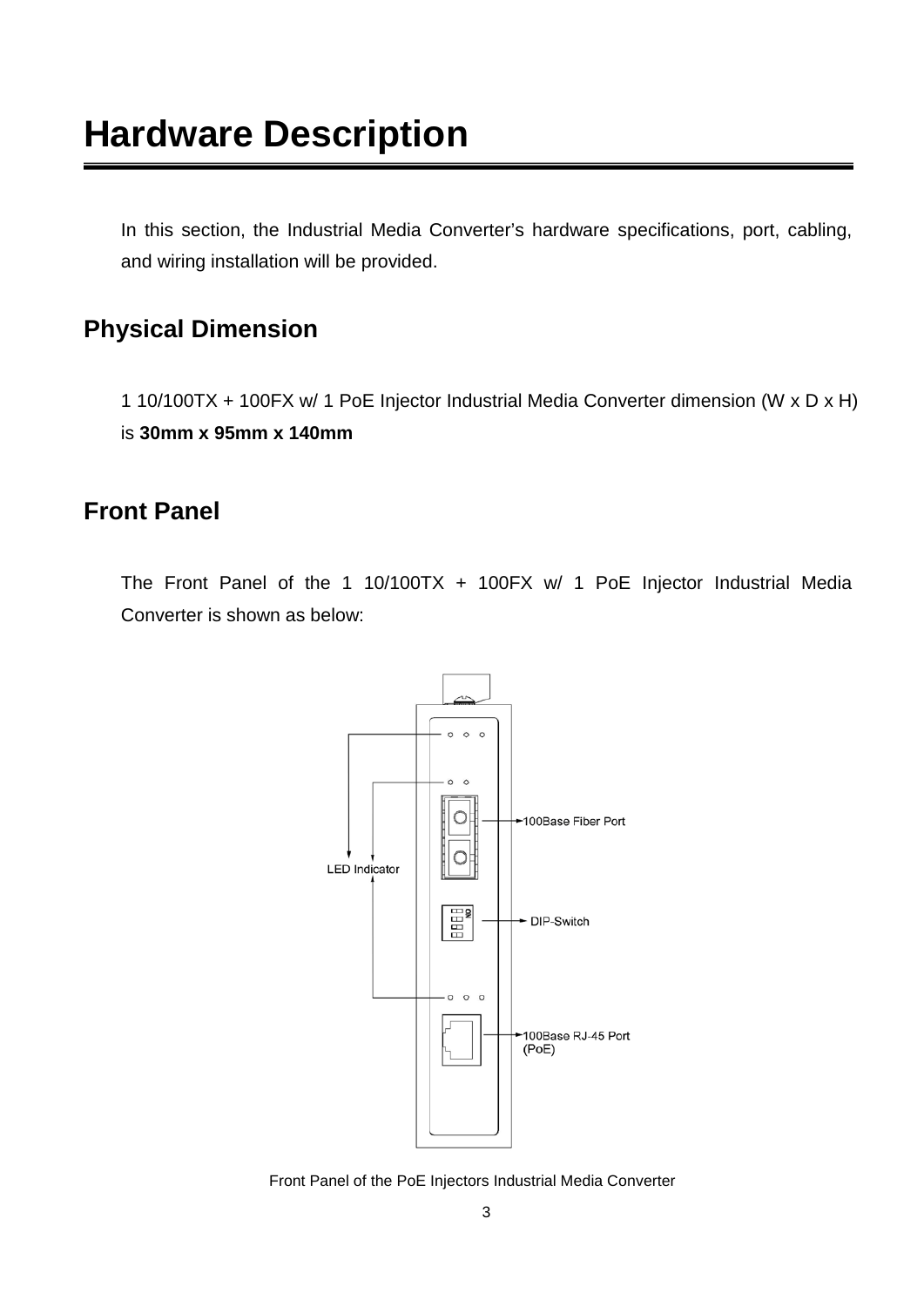# Hardware Description

In this section, the Industrial Media Converter's hardware specifications, port, cabling, and wiring installation will be provided.

## Physical Dimension

1 10/100TX + 100FX w/ 1 PoE Injector Industrial Media Converter dimension (W x D x H) is **30mm x 95mm x 140mm**

## Front Panel

The Front Panel of the 1 10/100TX + 100FX w/ 1 PoE Injector Industrial Media Converter is shown as below:

LED Indicator

100Base Fiber Port

DIP-Switch

100Base RJ-45 Port (PoE)

Front Panel of the PoE Injectors Industrial Media Converter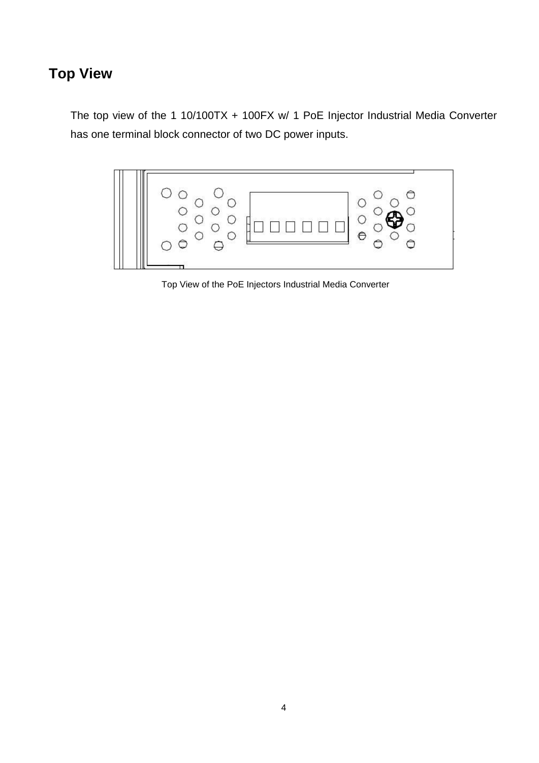## Top View

The top view of the 1 10/100TX + 100FX w/ 1 PoE Injector Industrial Media Converter has one terminal block connector of two DC power inputs.

Top View of the PoE Injectors Industrial Media Converter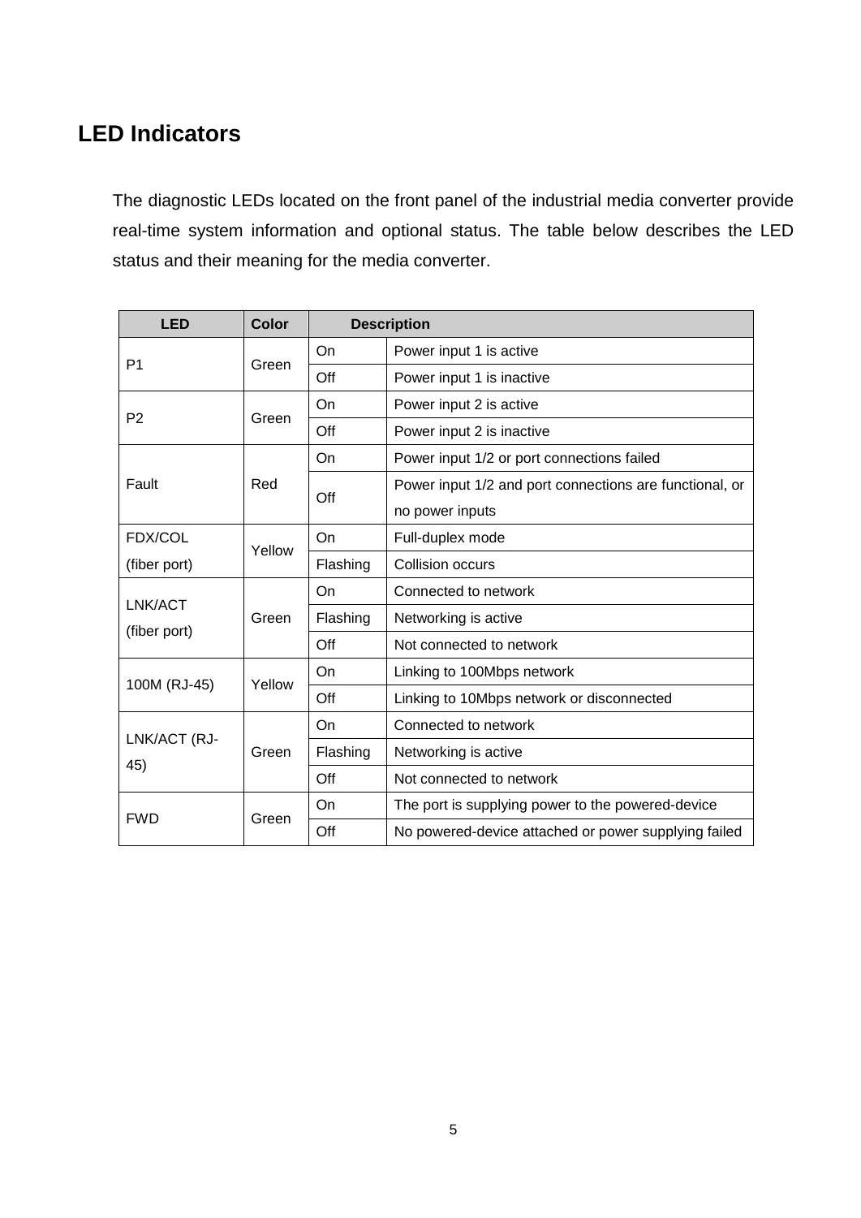## LED Indicators

The diagnostic LEDs located on the front panel of the industrial media converter provide real-time system information and optional status. The table below describes the LED status and their meaning for the media converter.

| LED | Color | Description | |
|---|---|---|---|
| P1 | Green | On | Power input 1 is active |
| | | Off | Power input 1 is inactive |
| P2 | Green | On | Power input 2 is active |
| | | Off | Power input 2 is inactive |
| Fault | Red | On | Power input 1/2 or port connections failed |
| | | Off | Power input 1/2 and port connections are functional, or no power inputs |
| FDX/COL (fiber port) | Yellow | On | Full-duplex mode |
| | | Flashing | Collision occurs |
| LNK/ACT (fiber port) | Green | On | Connected to network |
| | | Flashing | Networking is active |
| | | Off | Not connected to network |
| 100M (RJ-45) | Yellow | On | Linking to 100Mbps network |
| | | Off | Linking to 10Mbps network or disconnected |
| LNK/ACT (RJ-45) | Green | On | Connected to network |
| | | Flashing | Networking is active |
| | | Off | Not connected to network |
| FWD | Green | On | The port is supplying power to the powered-device |
| | | Off | No powered-device attached or power supplying failed |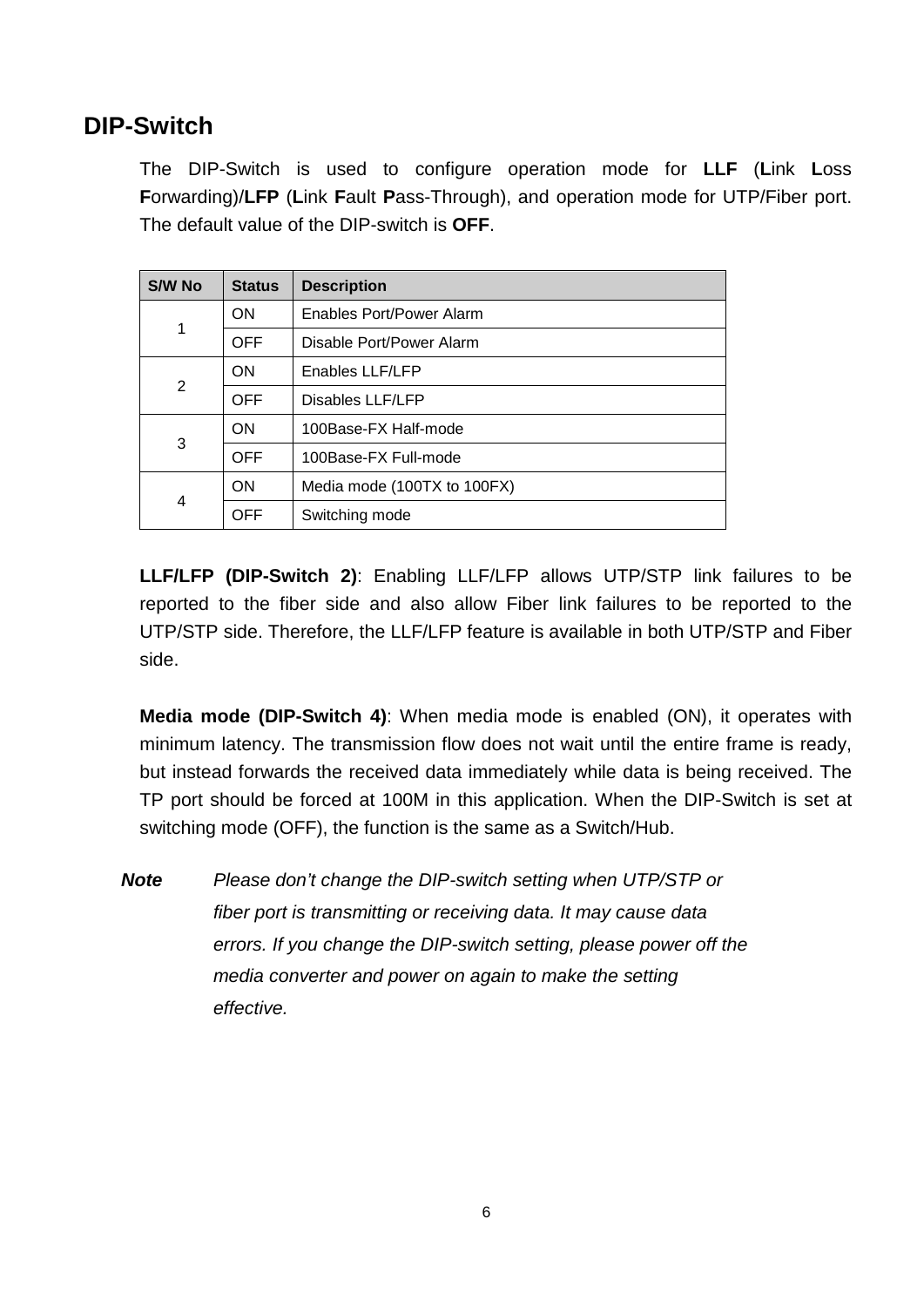## DIP-Switch

The DIP-Switch is used to configure operation mode for **LLF** (**L**ink **L**oss **F**orwarding)/**LFP** (**L**ink **F**ault **P**ass-Through), and operation mode for UTP/Fiber port. The default value of the DIP-switch is **OFF**.

| S/W No | Status | Description |
|---|---|---|
| 1 | ON | Enables Port/Power Alarm |
| | OFF | Disable Port/Power Alarm |
| 2 | ON | Enables LLF/LFP |
| | OFF | Disables LLF/LFP |
| 3 | ON | 100Base-FX Half-mode |
| | OFF | 100Base-FX Full-mode |
| 4 | ON | Media mode (100TX to 100FX) |
| | OFF | Switching mode |

**LLF/LFP (DIP-Switch 2)**: Enabling LLF/LFP allows UTP/STP link failures to be reported to the fiber side and also allow Fiber link failures to be reported to the UTP/STP side. Therefore, the LLF/LFP feature is available in both UTP/STP and Fiber side.

**Media mode (DIP-Switch 4)**: When media mode is enabled (ON), it operates with minimum latency. The transmission flow does not wait until the entire frame is ready, but instead forwards the received data immediately while data is being received. The TP port should be forced at 100M in this application. When the DIP-Switch is set at switching mode (OFF), the function is the same as a Switch/Hub.

***Note*** *Please don't change the DIP-switch setting when UTP/STP or fiber port is transmitting or receiving data. It may cause data errors. If you change the DIP-switch setting, please power off the media converter and power on again to make the setting effective.*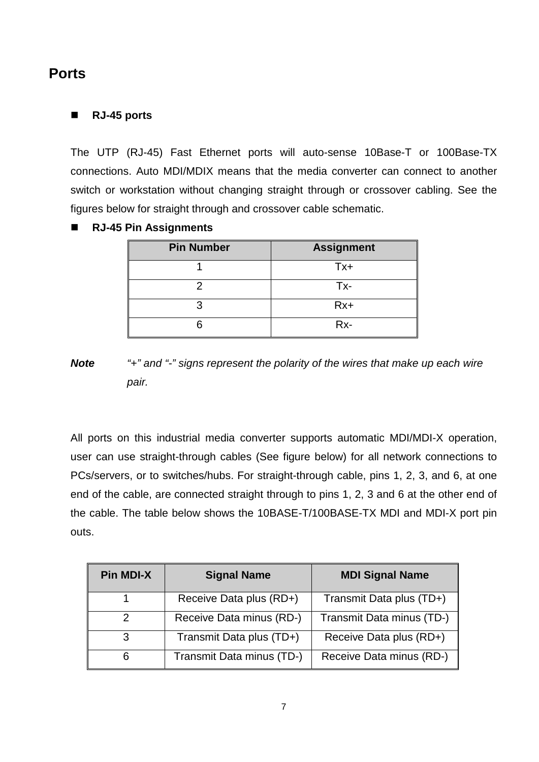## Ports

- **RJ-45 ports**

The UTP (RJ-45) Fast Ethernet ports will auto-sense 10Base-T or 100Base-TX connections. Auto MDI/MDIX means that the media converter can connect to another switch or workstation without changing straight through or crossover cabling. See the figures below for straight through and crossover cable schematic.

- **RJ-45 Pin Assignments**

| Pin Number | Assignment |
|---|---|
| 1 | Tx+ |
| 2 | Tx- |
| 3 | Rx+ |
| 6 | Rx- |

***Note*** *"+" and "-" signs represent the polarity of the wires that make up each wire pair.*

All ports on this industrial media converter supports automatic MDI/MDI-X operation, user can use straight-through cables (See figure below) for all network connections to PCs/servers, or to switches/hubs. For straight-through cable, pins 1, 2, 3, and 6, at one end of the cable, are connected straight through to pins 1, 2, 3 and 6 at the other end of the cable. The table below shows the 10BASE-T/100BASE-TX MDI and MDI-X port pin outs.

| Pin MDI-X | Signal Name | MDI Signal Name |
|---|---|---|
| 1 | Receive Data plus (RD+) | Transmit Data plus (TD+) |
| 2 | Receive Data minus (RD-) | Transmit Data minus (TD-) |
| 3 | Transmit Data plus (TD+) | Receive Data plus (RD+) |
| 6 | Transmit Data minus (TD-) | Receive Data minus (RD-) |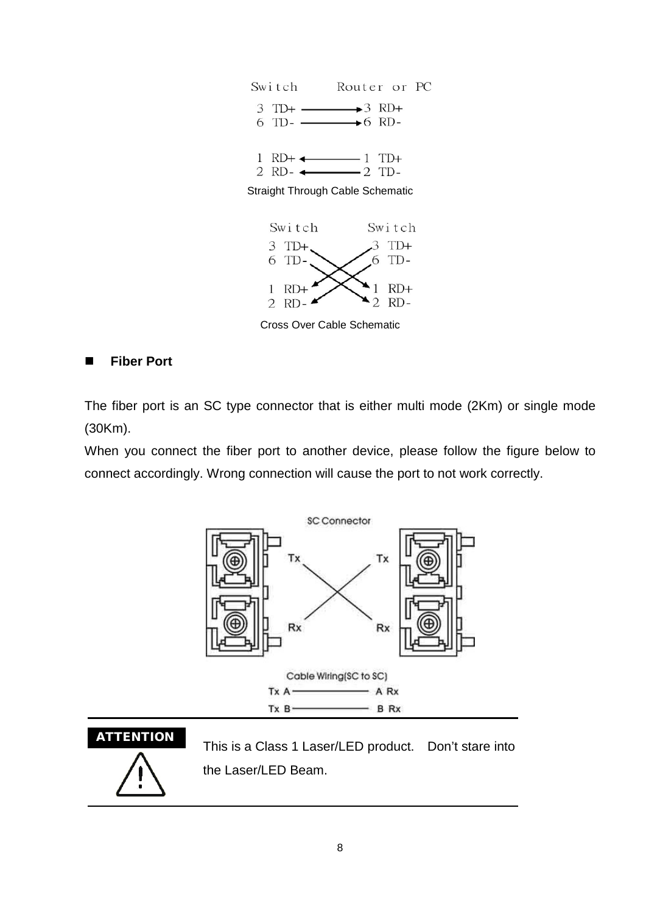Switch Router or PC

3 TD+ ——→ 3 RD+
6 TD- ——→ 6 RD-

1 RD+ ←—— 1 TD+
2 RD- ←—— 2 TD-

Straight Through Cable Schematic

Switch Switch

3 TD+ → 1 RD+
6 TD- → 2 RD-
1 RD+ ← 3 TD+
2 RD- ← 6 TD-

Cross Over Cable Schematic

- **Fiber Port**

The fiber port is an SC type connector that is either multi mode (2Km) or single mode (30Km).

When you connect the fiber port to another device, please follow the figure below to connect accordingly. Wrong connection will cause the port to not work correctly.

SC Connector

Tx Tx

Rx Rx

Cable Wiring(SC to SC)

Tx A ——— A Rx

Tx B ——— B Rx

**ATTENTION**

This is a Class 1 Laser/LED product. Don't stare into the Laser/LED Beam.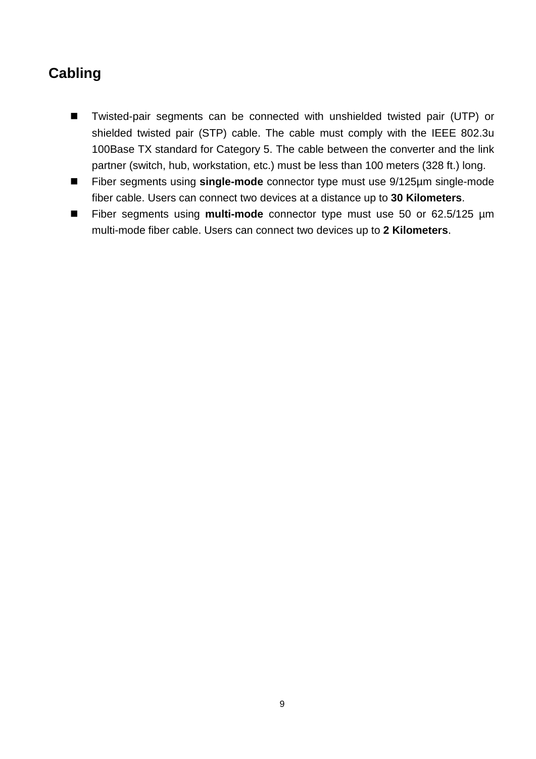## Cabling

- Twisted-pair segments can be connected with unshielded twisted pair (UTP) or shielded twisted pair (STP) cable. The cable must comply with the IEEE 802.3u 100Base TX standard for Category 5. The cable between the converter and the link partner (switch, hub, workstation, etc.) must be less than 100 meters (328 ft.) long.
- Fiber segments using **single-mode** connector type must use 9/125µm single-mode fiber cable. Users can connect two devices at a distance up to **30 Kilometers**.
- Fiber segments using **multi-mode** connector type must use 50 or 62.5/125 µm multi-mode fiber cable. Users can connect two devices up to **2 Kilometers**.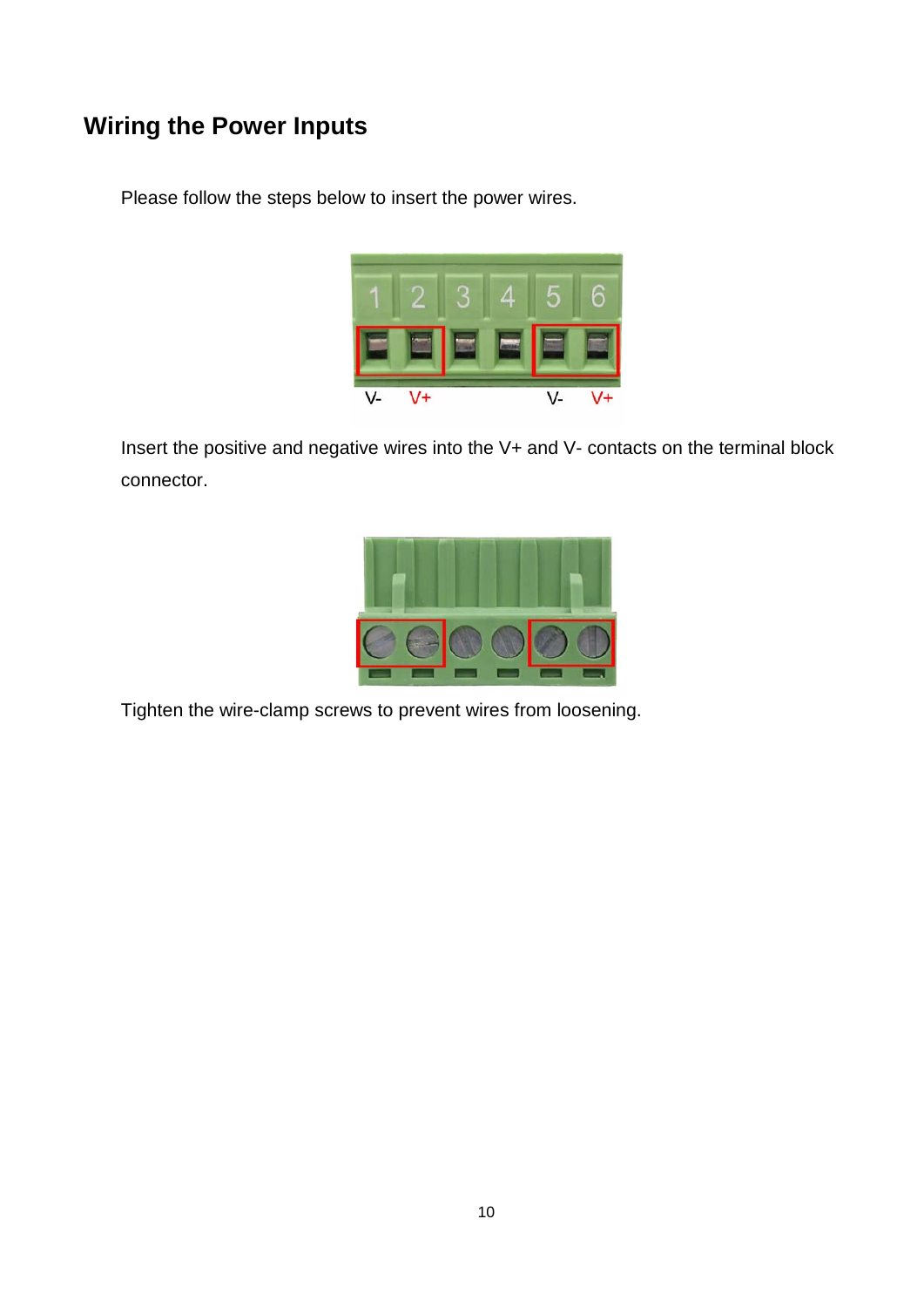## Wiring the Power Inputs

Please follow the steps below to insert the power wires.

Insert the positive and negative wires into the V+ and V- contacts on the terminal block connector.

Tighten the wire-clamp screws to prevent wires from loosening.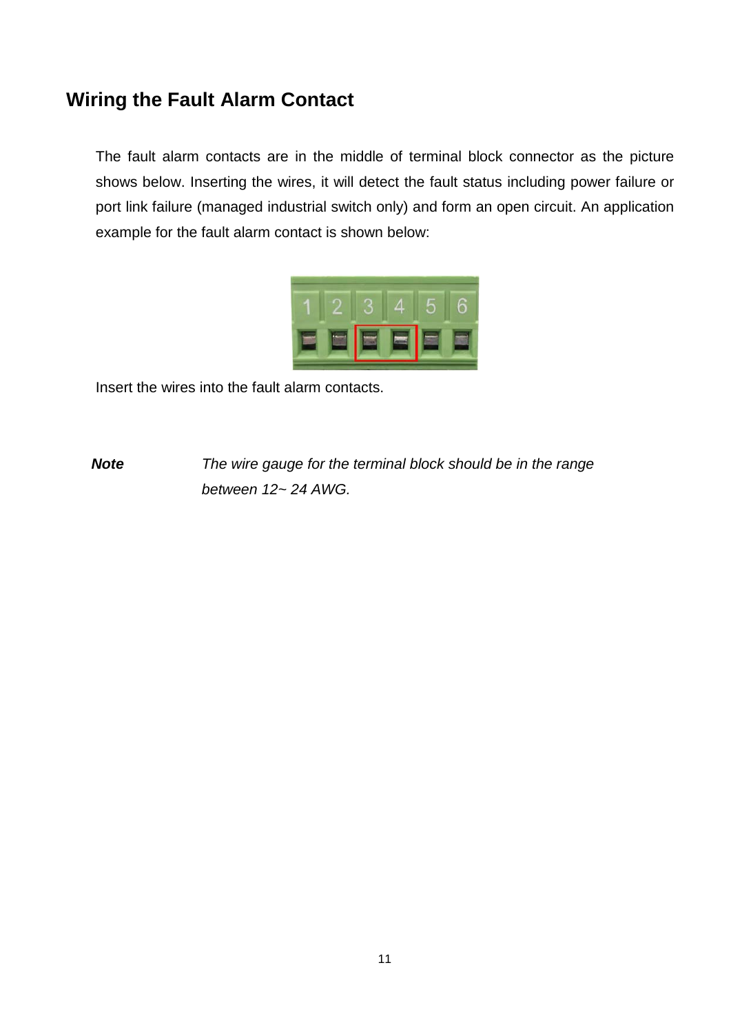## Wiring the Fault Alarm Contact

The fault alarm contacts are in the middle of terminal block connector as the picture shows below. Inserting the wires, it will detect the fault status including power failure or port link failure (managed industrial switch only) and form an open circuit. An application example for the fault alarm contact is shown below:

Insert the wires into the fault alarm contacts.

***Note*** *The wire gauge for the terminal block should be in the range between 12~ 24 AWG.*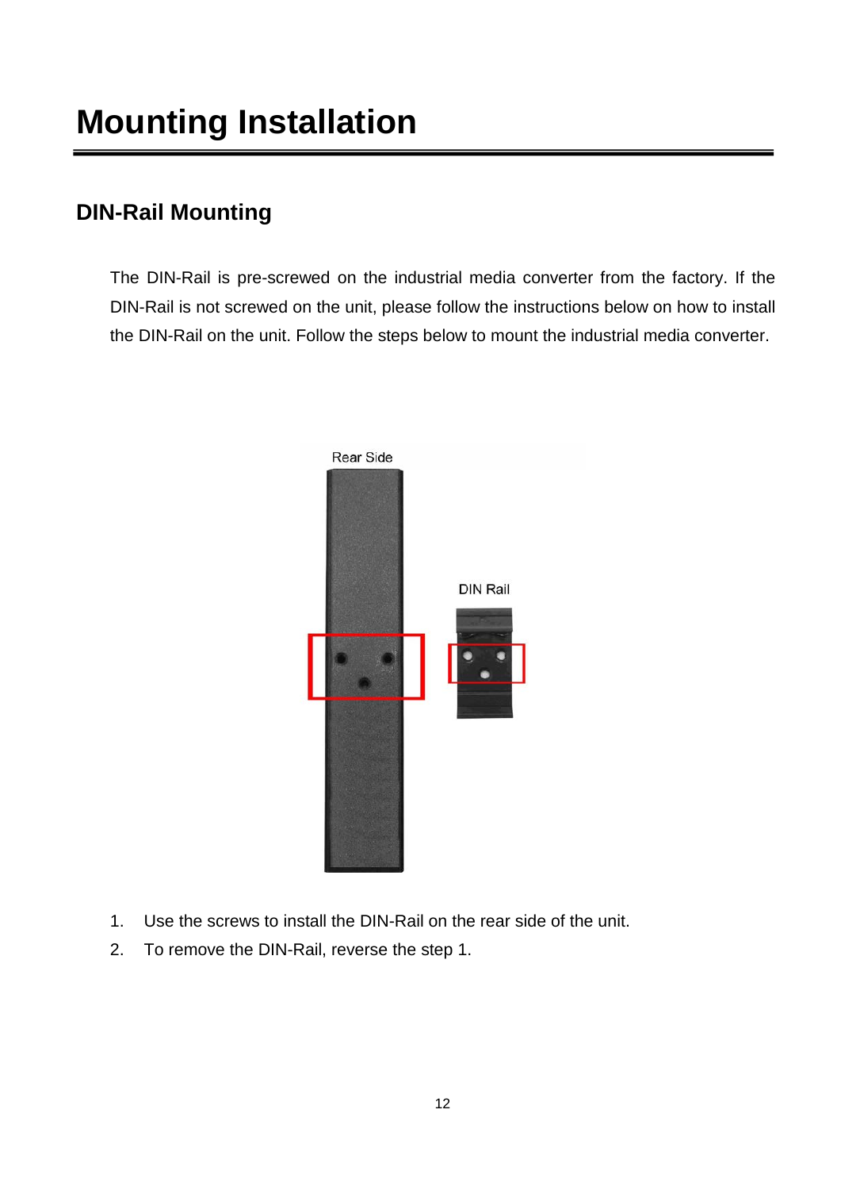# Mounting Installation

## DIN-Rail Mounting

The DIN-Rail is pre-screwed on the industrial media converter from the factory. If the DIN-Rail is not screwed on the unit, please follow the instructions below on how to install the DIN-Rail on the unit. Follow the steps below to mount the industrial media converter.

1. Use the screws to install the DIN-Rail on the rear side of the unit.
2. To remove the DIN-Rail, reverse the step 1.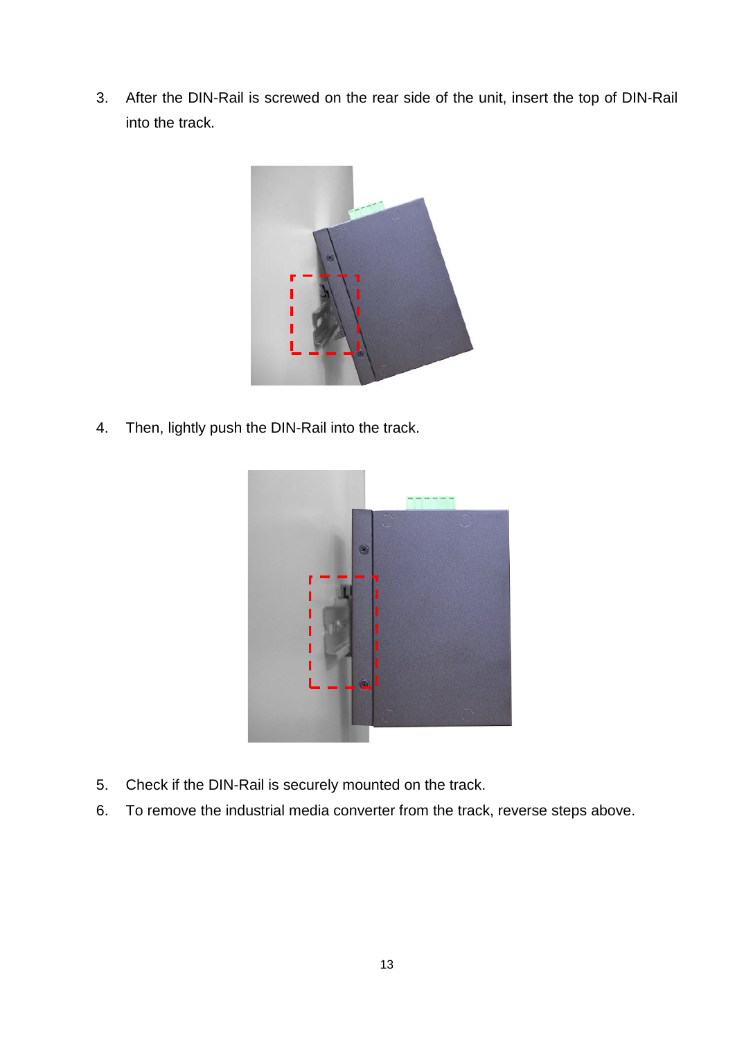3. After the DIN-Rail is screwed on the rear side of the unit, insert the top of DIN-Rail into the track.

4. Then, lightly push the DIN-Rail into the track.

5. Check if the DIN-Rail is securely mounted on the track.
6. To remove the industrial media converter from the track, reverse steps above.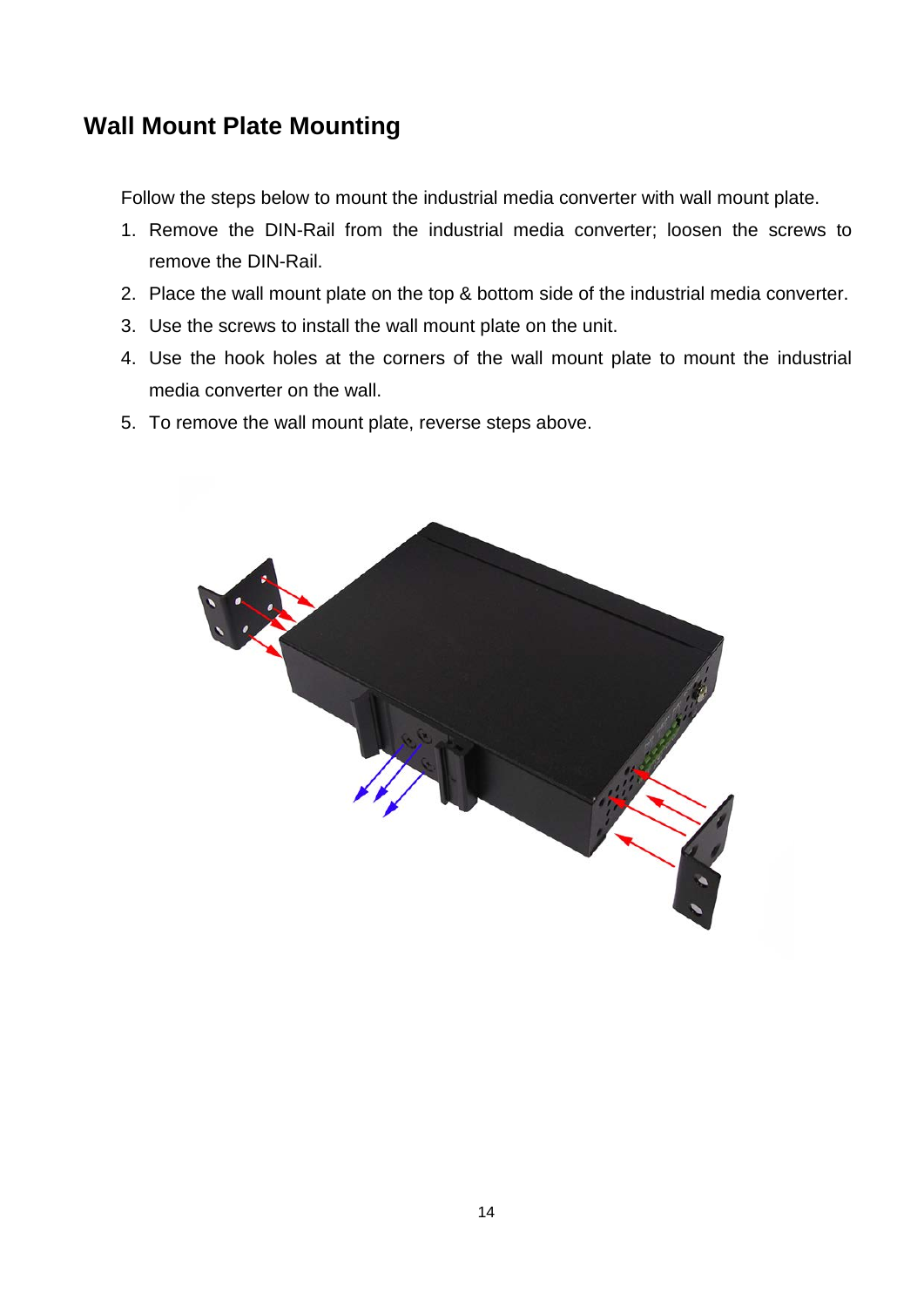## Wall Mount Plate Mounting

Follow the steps below to mount the industrial media converter with wall mount plate.

1. Remove the DIN-Rail from the industrial media converter; loosen the screws to remove the DIN-Rail.
2. Place the wall mount plate on the top & bottom side of the industrial media converter.
3. Use the screws to install the wall mount plate on the unit.
4. Use the hook holes at the corners of the wall mount plate to mount the industrial media converter on the wall.
5. To remove the wall mount plate, reverse steps above.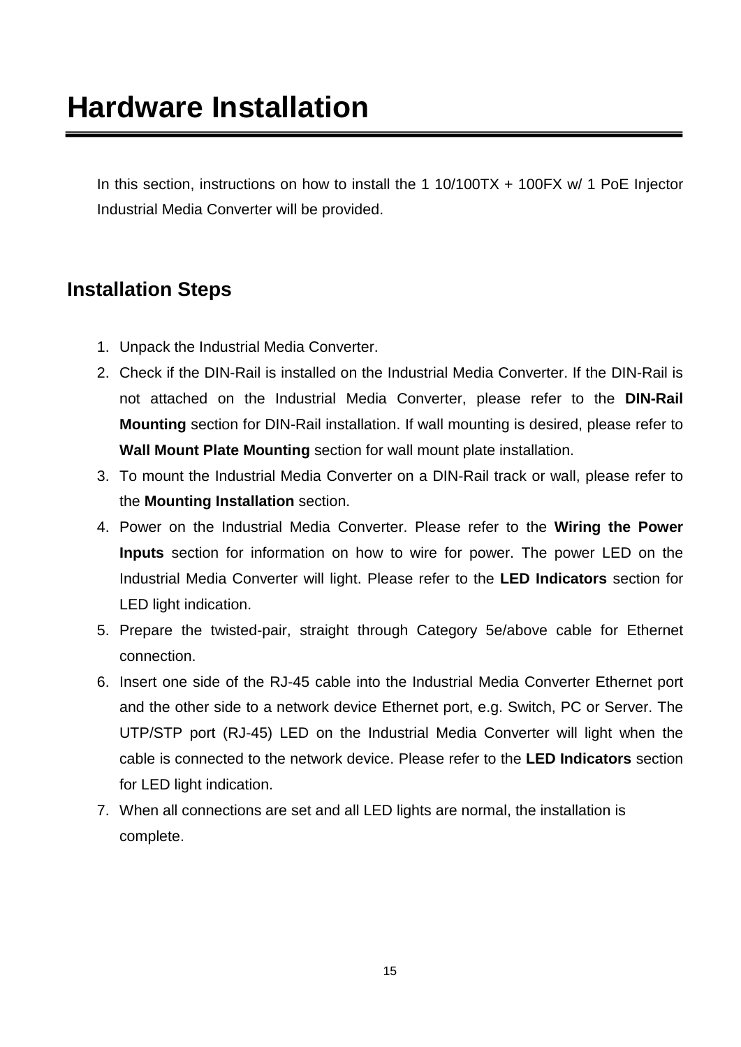# Hardware Installation

In this section, instructions on how to install the 1 10/100TX + 100FX w/ 1 PoE Injector Industrial Media Converter will be provided.

## Installation Steps

1. Unpack the Industrial Media Converter.
2. Check if the DIN-Rail is installed on the Industrial Media Converter. If the DIN-Rail is not attached on the Industrial Media Converter, please refer to the **DIN-Rail Mounting** section for DIN-Rail installation. If wall mounting is desired, please refer to **Wall Mount Plate Mounting** section for wall mount plate installation.
3. To mount the Industrial Media Converter on a DIN-Rail track or wall, please refer to the **Mounting Installation** section.
4. Power on the Industrial Media Converter. Please refer to the **Wiring the Power Inputs** section for information on how to wire for power. The power LED on the Industrial Media Converter will light. Please refer to the **LED Indicators** section for LED light indication.
5. Prepare the twisted-pair, straight through Category 5e/above cable for Ethernet connection.
6. Insert one side of the RJ-45 cable into the Industrial Media Converter Ethernet port and the other side to a network device Ethernet port, e.g. Switch, PC or Server. The UTP/STP port (RJ-45) LED on the Industrial Media Converter will light when the cable is connected to the network device. Please refer to the **LED Indicators** section for LED light indication.
7. When all connections are set and all LED lights are normal, the installation is complete.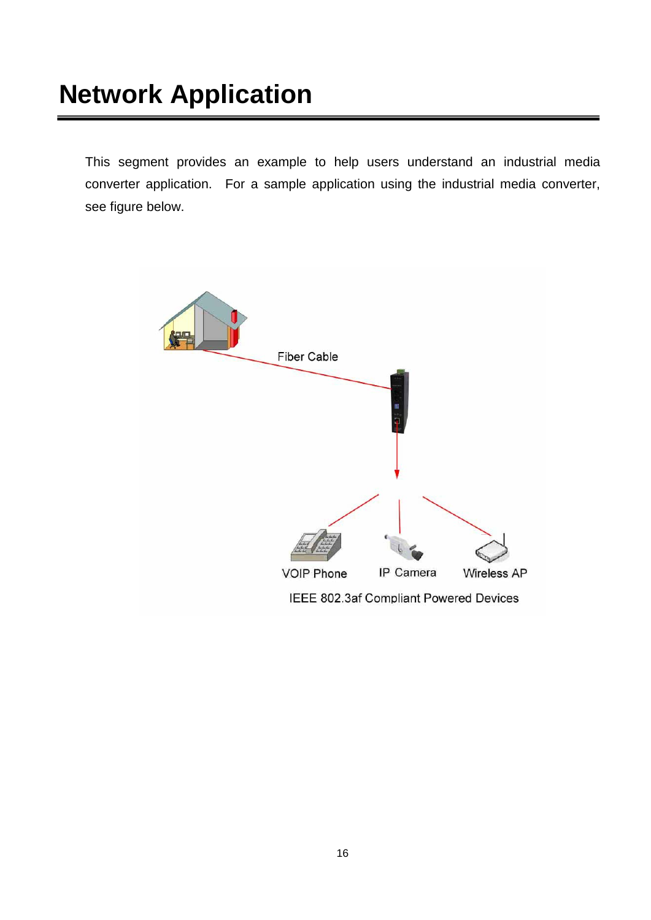# Network Application

This segment provides an example to help users understand an industrial media converter application. For a sample application using the industrial media converter, see figure below.

Fiber Cable

VOIP Phone　IP Camera　Wireless AP

IEEE 802.3af Compliant Powered Devices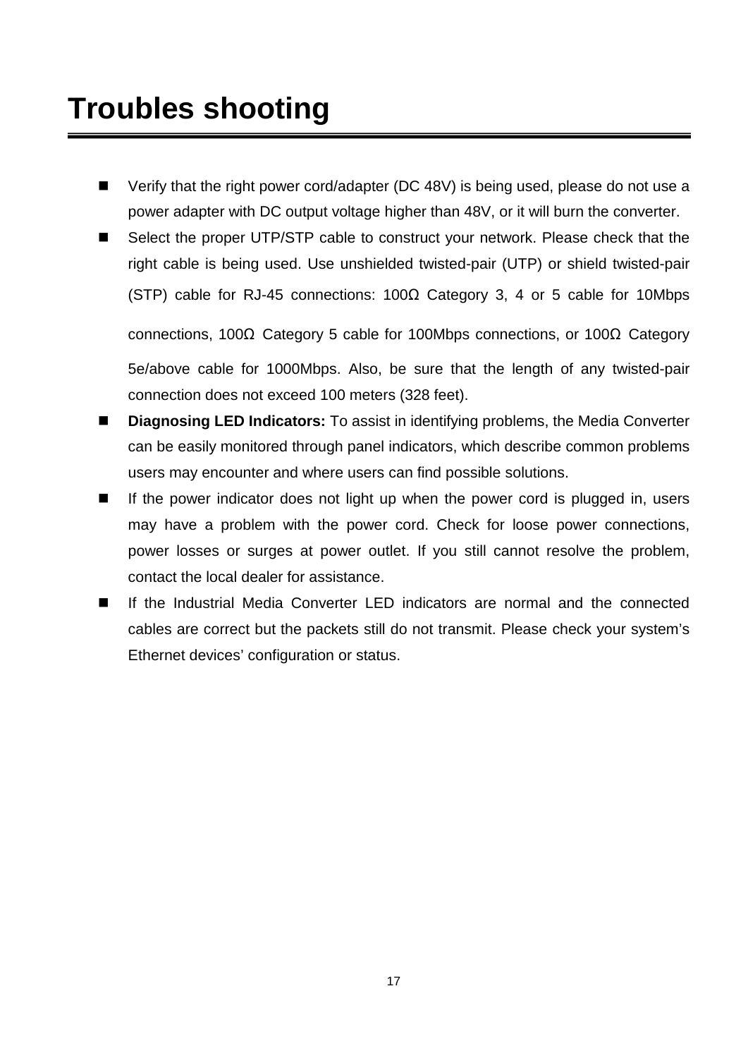# Troubles shooting

- Verify that the right power cord/adapter (DC 48V) is being used, please do not use a power adapter with DC output voltage higher than 48V, or it will burn the converter.
- Select the proper UTP/STP cable to construct your network. Please check that the right cable is being used. Use unshielded twisted-pair (UTP) or shield twisted-pair (STP) cable for RJ-45 connections: 100Ω Category 3, 4 or 5 cable for 10Mbps connections, 100Ω Category 5 cable for 100Mbps connections, or 100Ω Category 5e/above cable for 1000Mbps. Also, be sure that the length of any twisted-pair connection does not exceed 100 meters (328 feet).
- **Diagnosing LED Indicators:** To assist in identifying problems, the Media Converter can be easily monitored through panel indicators, which describe common problems users may encounter and where users can find possible solutions.
- If the power indicator does not light up when the power cord is plugged in, users may have a problem with the power cord. Check for loose power connections, power losses or surges at power outlet. If you still cannot resolve the problem, contact the local dealer for assistance.
- If the Industrial Media Converter LED indicators are normal and the connected cables are correct but the packets still do not transmit. Please check your system's Ethernet devices' configuration or status.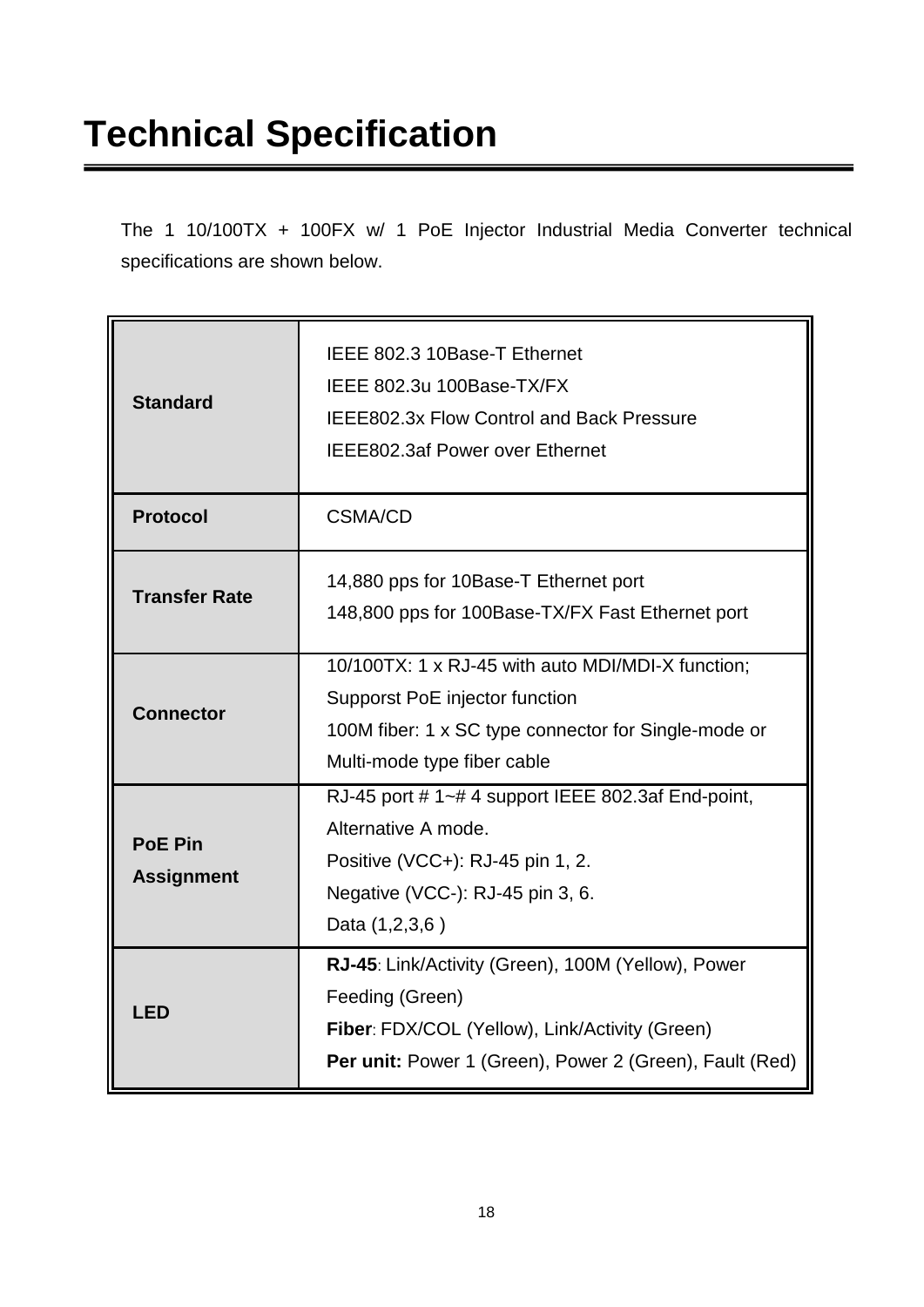# Technical Specification

The 1 10/100TX + 100FX w/ 1 PoE Injector Industrial Media Converter technical specifications are shown below.

| | |
|---|---|
| **Standard** | IEEE 802.3 10Base-T Ethernet<br>IEEE 802.3u 100Base-TX/FX<br>IEEE802.3x Flow Control and Back Pressure<br>IEEE802.3af Power over Ethernet |
| **Protocol** | CSMA/CD |
| **Transfer Rate** | 14,880 pps for 10Base-T Ethernet port<br>148,800 pps for 100Base-TX/FX Fast Ethernet port |
| **Connector** | 10/100TX: 1 x RJ-45 with auto MDI/MDI-X function;<br>Supporst PoE injector function<br>100M fiber: 1 x SC type connector for Single-mode or Multi-mode type fiber cable |
| **PoE Pin Assignment** | RJ-45 port # 1~# 4 support IEEE 802.3af End-point, Alternative A mode.<br>Positive (VCC+): RJ-45 pin 1, 2.<br>Negative (VCC-): RJ-45 pin 3, 6.<br>Data (1,2,3,6 ) |
| **LED** | **RJ-45**: Link/Activity (Green), 100M (Yellow), Power Feeding (Green)<br>**Fiber**: FDX/COL (Yellow), Link/Activity (Green)<br>**Per unit:** Power 1 (Green), Power 2 (Green), Fault (Red) |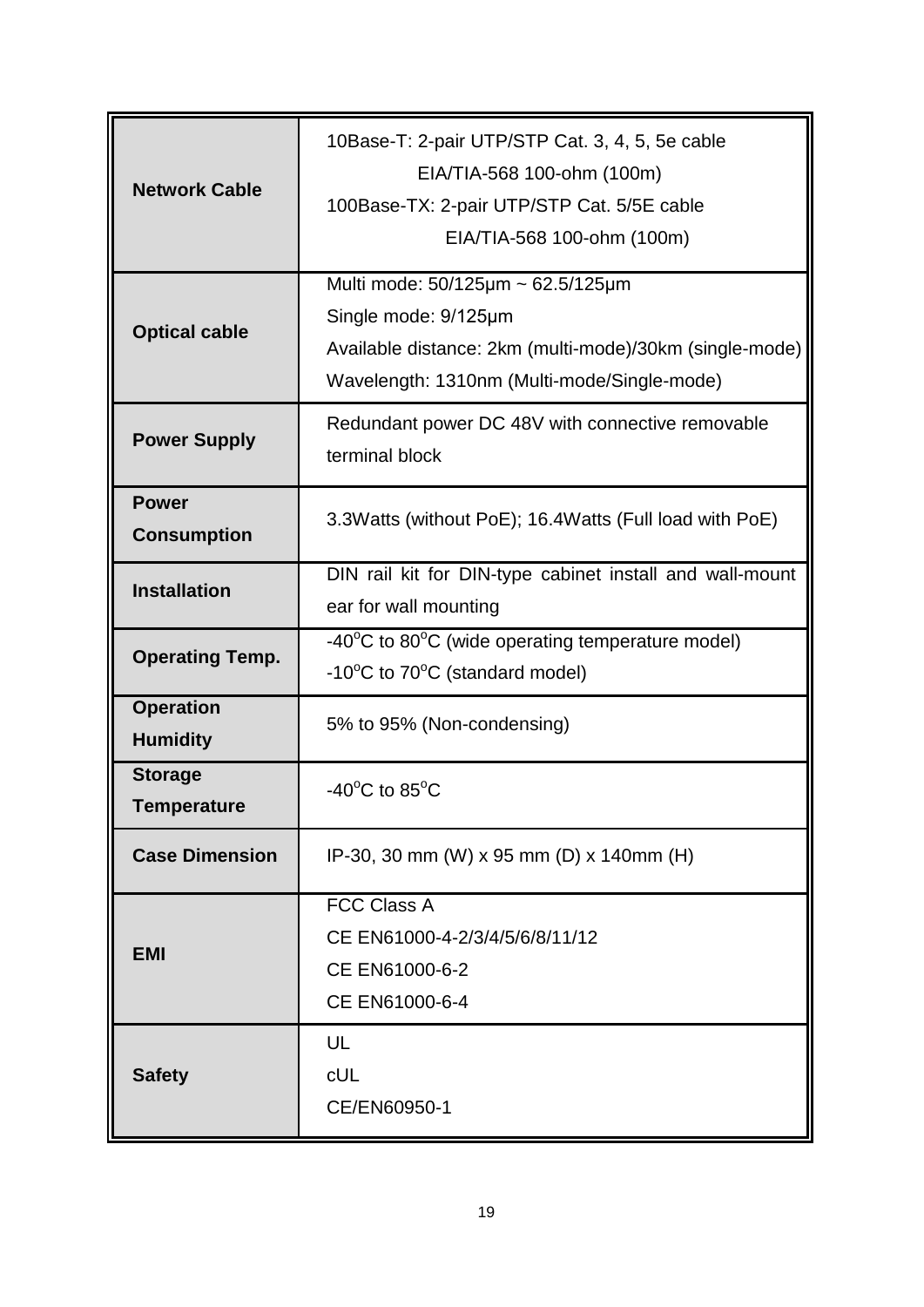| | |
|---|---|
| **Network Cable** | 10Base-T: 2-pair UTP/STP Cat. 3, 4, 5, 5e cable<br>EIA/TIA-568 100-ohm (100m)<br>100Base-TX: 2-pair UTP/STP Cat. 5/5E cable<br>EIA/TIA-568 100-ohm (100m) |
| **Optical cable** | Multi mode: 50/125μm ~ 62.5/125μm<br>Single mode: 9/125μm<br>Available distance: 2km (multi-mode)/30km (single-mode)<br>Wavelength: 1310nm (Multi-mode/Single-mode) |
| **Power Supply** | Redundant power DC 48V with connective removable terminal block |
| **Power Consumption** | 3.3Watts (without PoE); 16.4Watts (Full load with PoE) |
| **Installation** | DIN rail kit for DIN-type cabinet install and wall-mount ear for wall mounting |
| **Operating Temp.** | -40°C to 80°C (wide operating temperature model)<br>-10°C to 70°C (standard model) |
| **Operation Humidity** | 5% to 95% (Non-condensing) |
| **Storage Temperature** | -40°C to 85°C |
| **Case Dimension** | IP-30, 30 mm (W) x 95 mm (D) x 140mm (H) |
| **EMI** | FCC Class A<br>CE EN61000-4-2/3/4/5/6/8/11/12<br>CE EN61000-6-2<br>CE EN61000-6-4 |
| **Safety** | UL<br>cUL<br>CE/EN60950-1 |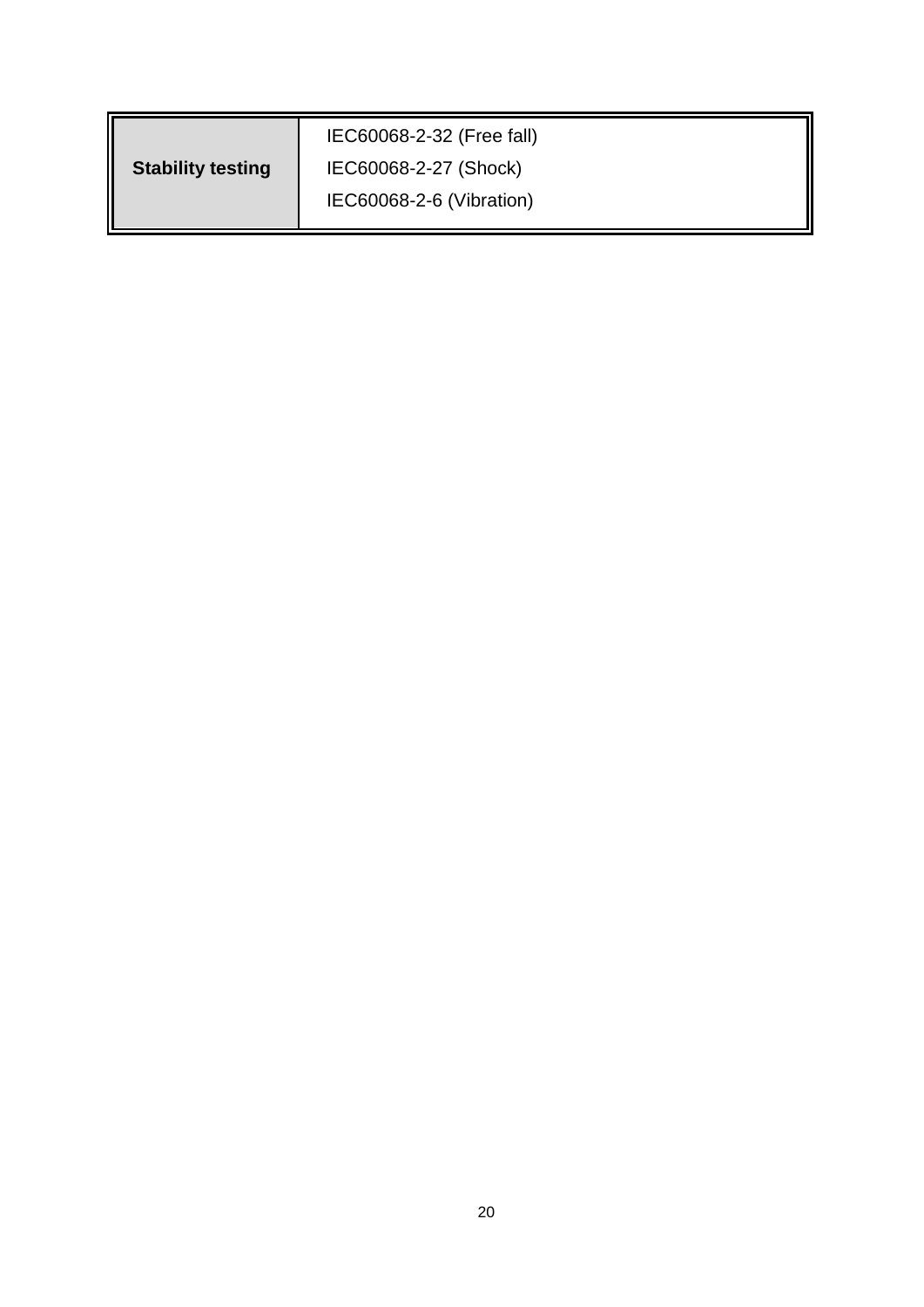| | |
|---|---|
| **Stability testing** | IEC60068-2-32 (Free fall)<br>IEC60068-2-27 (Shock)<br>IEC60068-2-6 (Vibration) |